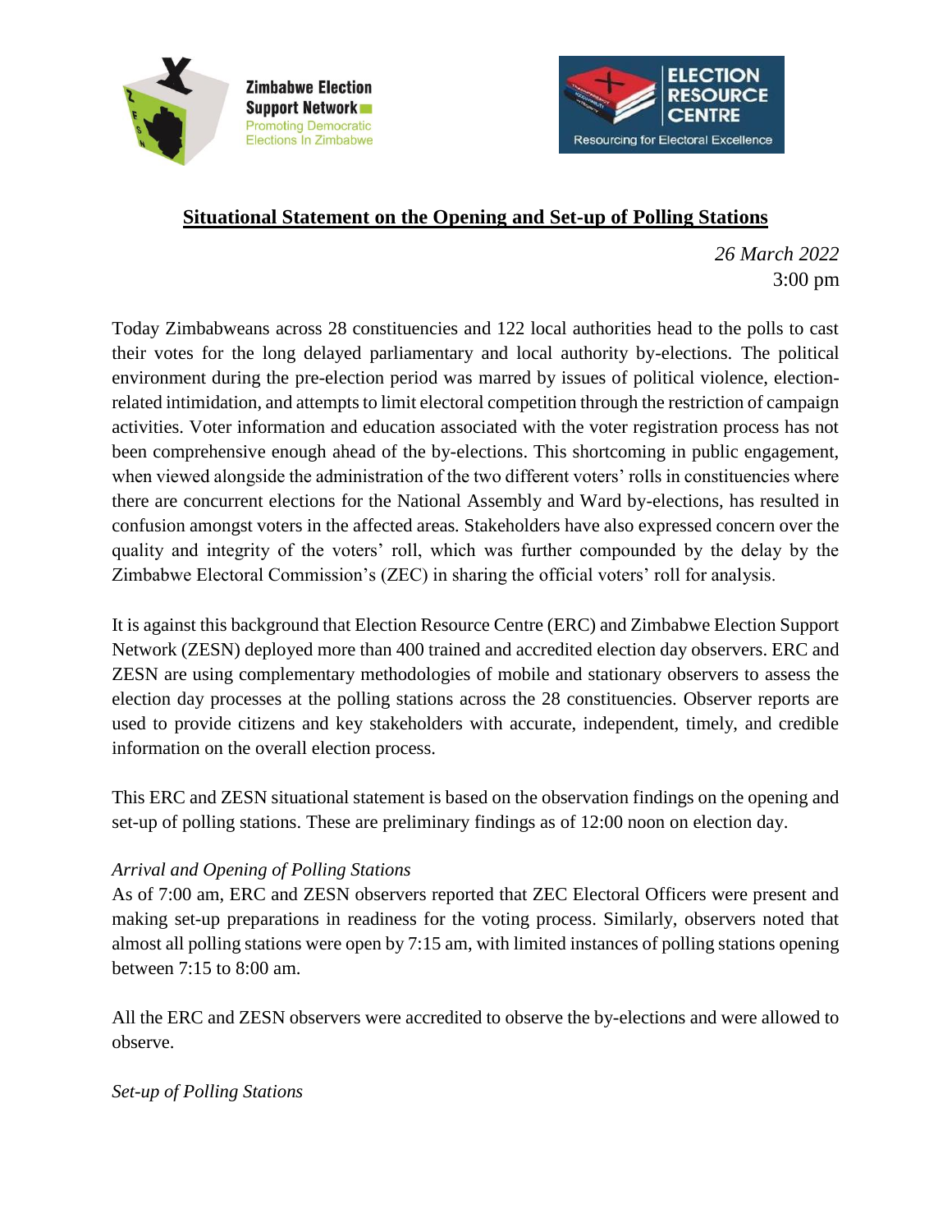Zimbabwe Election Support Network
Promoting Democratic Elections In Zimbabwe

ELECTION RESOURCE CENTRE
Resourcing for Electoral Excellence

# Situational Statement on the Opening and Set-up of Polling Stations

*26 March 2022*
3:00 pm

Today Zimbabweans across 28 constituencies and 122 local authorities head to the polls to cast their votes for the long delayed parliamentary and local authority by-elections. The political environment during the pre-election period was marred by issues of political violence, election-related intimidation, and attempts to limit electoral competition through the restriction of campaign activities. Voter information and education associated with the voter registration process has not been comprehensive enough ahead of the by-elections. This shortcoming in public engagement, when viewed alongside the administration of the two different voters' rolls in constituencies where there are concurrent elections for the National Assembly and Ward by-elections, has resulted in confusion amongst voters in the affected areas. Stakeholders have also expressed concern over the quality and integrity of the voters' roll, which was further compounded by the delay by the Zimbabwe Electoral Commission's (ZEC) in sharing the official voters' roll for analysis.

It is against this background that Election Resource Centre (ERC) and Zimbabwe Election Support Network (ZESN) deployed more than 400 trained and accredited election day observers. ERC and ZESN are using complementary methodologies of mobile and stationary observers to assess the election day processes at the polling stations across the 28 constituencies. Observer reports are used to provide citizens and key stakeholders with accurate, independent, timely, and credible information on the overall election process.

This ERC and ZESN situational statement is based on the observation findings on the opening and set-up of polling stations. These are preliminary findings as of 12:00 noon on election day.

*Arrival and Opening of Polling Stations*

As of 7:00 am, ERC and ZESN observers reported that ZEC Electoral Officers were present and making set-up preparations in readiness for the voting process. Similarly, observers noted that almost all polling stations were open by 7:15 am, with limited instances of polling stations opening between 7:15 to 8:00 am.

All the ERC and ZESN observers were accredited to observe the by-elections and were allowed to observe.

*Set-up of Polling Stations*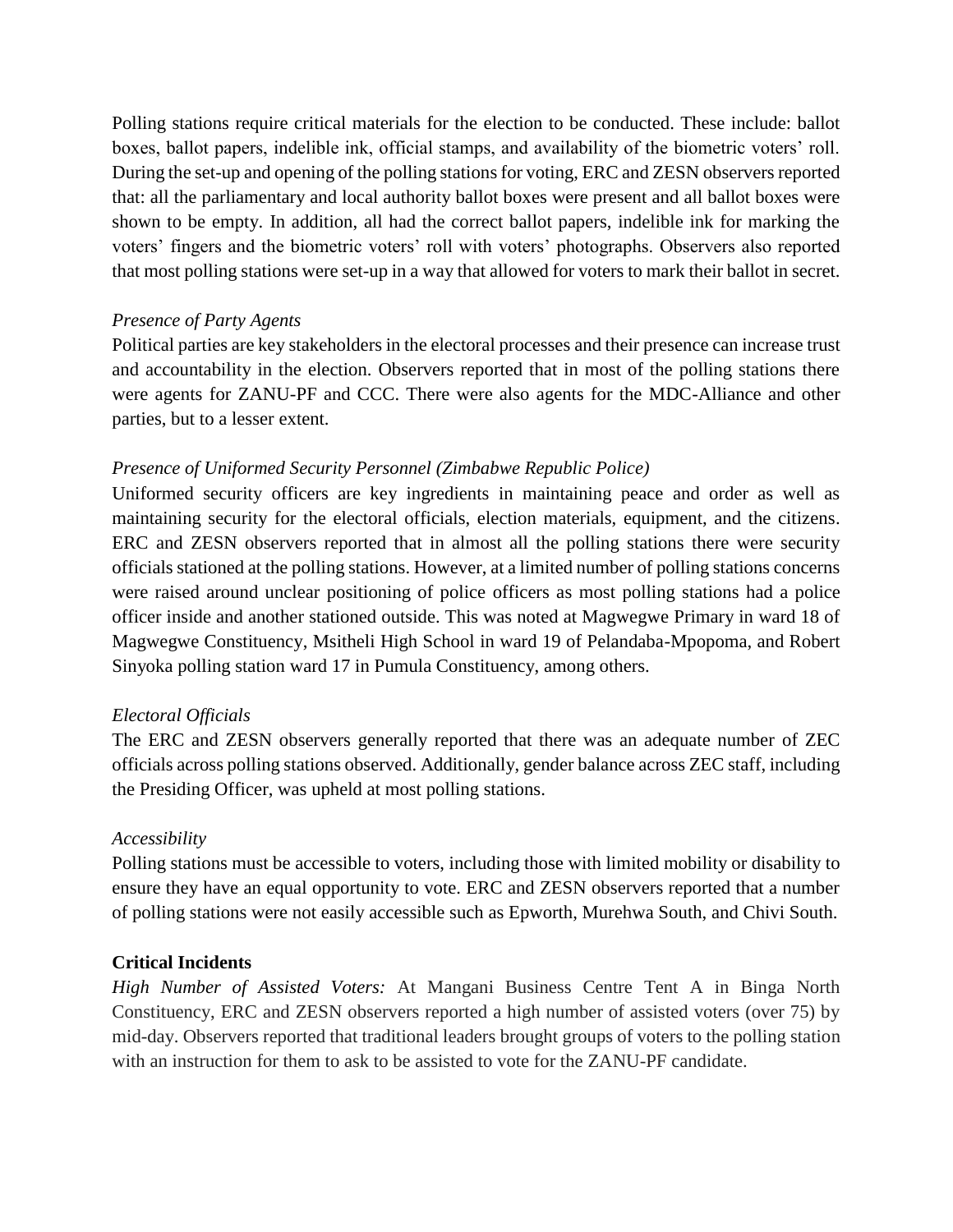Polling stations require critical materials for the election to be conducted. These include: ballot boxes, ballot papers, indelible ink, official stamps, and availability of the biometric voters' roll. During the set-up and opening of the polling stations for voting, ERC and ZESN observers reported that: all the parliamentary and local authority ballot boxes were present and all ballot boxes were shown to be empty. In addition, all had the correct ballot papers, indelible ink for marking the voters' fingers and the biometric voters' roll with voters' photographs. Observers also reported that most polling stations were set-up in a way that allowed for voters to mark their ballot in secret.

*Presence of Party Agents*

Political parties are key stakeholders in the electoral processes and their presence can increase trust and accountability in the election. Observers reported that in most of the polling stations there were agents for ZANU-PF and CCC. There were also agents for the MDC-Alliance and other parties, but to a lesser extent.

*Presence of Uniformed Security Personnel (Zimbabwe Republic Police)*

Uniformed security officers are key ingredients in maintaining peace and order as well as maintaining security for the electoral officials, election materials, equipment, and the citizens. ERC and ZESN observers reported that in almost all the polling stations there were security officials stationed at the polling stations. However, at a limited number of polling stations concerns were raised around unclear positioning of police officers as most polling stations had a police officer inside and another stationed outside. This was noted at Magwegwe Primary in ward 18 of Magwegwe Constituency, Msitheli High School in ward 19 of Pelandaba-Mpopoma, and Robert Sinyoka polling station ward 17 in Pumula Constituency, among others.

*Electoral Officials*

The ERC and ZESN observers generally reported that there was an adequate number of ZEC officials across polling stations observed. Additionally, gender balance across ZEC staff, including the Presiding Officer, was upheld at most polling stations.

*Accessibility*

Polling stations must be accessible to voters, including those with limited mobility or disability to ensure they have an equal opportunity to vote. ERC and ZESN observers reported that a number of polling stations were not easily accessible such as Epworth, Murehwa South, and Chivi South.

**Critical Incidents**

*High Number of Assisted Voters:* At Mangani Business Centre Tent A in Binga North Constituency, ERC and ZESN observers reported a high number of assisted voters (over 75) by mid-day. Observers reported that traditional leaders brought groups of voters to the polling station with an instruction for them to ask to be assisted to vote for the ZANU-PF candidate.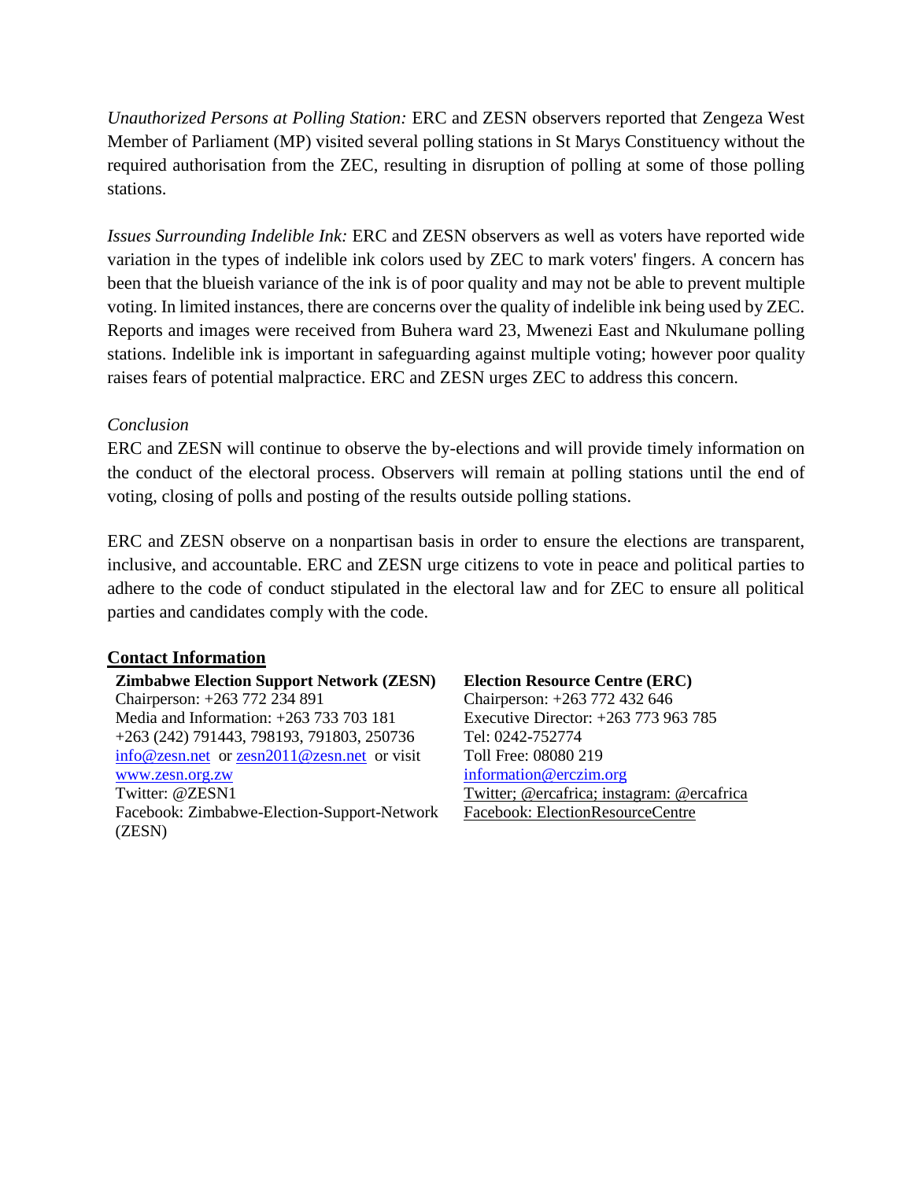*Unauthorized Persons at Polling Station:* ERC and ZESN observers reported that Zengeza West Member of Parliament (MP) visited several polling stations in St Marys Constituency without the required authorisation from the ZEC, resulting in disruption of polling at some of those polling stations.

*Issues Surrounding Indelible Ink:* ERC and ZESN observers as well as voters have reported wide variation in the types of indelible ink colors used by ZEC to mark voters' fingers. A concern has been that the blueish variance of the ink is of poor quality and may not be able to prevent multiple voting. In limited instances, there are concerns over the quality of indelible ink being used by ZEC. Reports and images were received from Buhera ward 23, Mwenezi East and Nkulumane polling stations. Indelible ink is important in safeguarding against multiple voting; however poor quality raises fears of potential malpractice. ERC and ZESN urges ZEC to address this concern.

*Conclusion*

ERC and ZESN will continue to observe the by-elections and will provide timely information on the conduct of the electoral process. Observers will remain at polling stations until the end of voting, closing of polls and posting of the results outside polling stations.

ERC and ZESN observe on a nonpartisan basis in order to ensure the elections are transparent, inclusive, and accountable. ERC and ZESN urge citizens to vote in peace and political parties to adhere to the code of conduct stipulated in the electoral law and for ZEC to ensure all political parties and candidates comply with the code.

**Contact Information**

**Zimbabwe Election Support Network (ZESN)**
Chairperson: +263 772 234 891
Media and Information: +263 733 703 181
+263 (242) 791443, 798193, 791803, 250736
info@zesn.net or zesn2011@zesn.net or visit www.zesn.org.zw
Twitter: @ZESN1
Facebook: Zimbabwe-Election-Support-Network (ZESN)

**Election Resource Centre (ERC)**
Chairperson: +263 772 432 646
Executive Director: +263 773 963 785
Tel: 0242-752774
Toll Free: 08080 219
information@erczim.org
Twitter; @ercafrica; instagram: @ercafrica
Facebook: ElectionResourceCentre